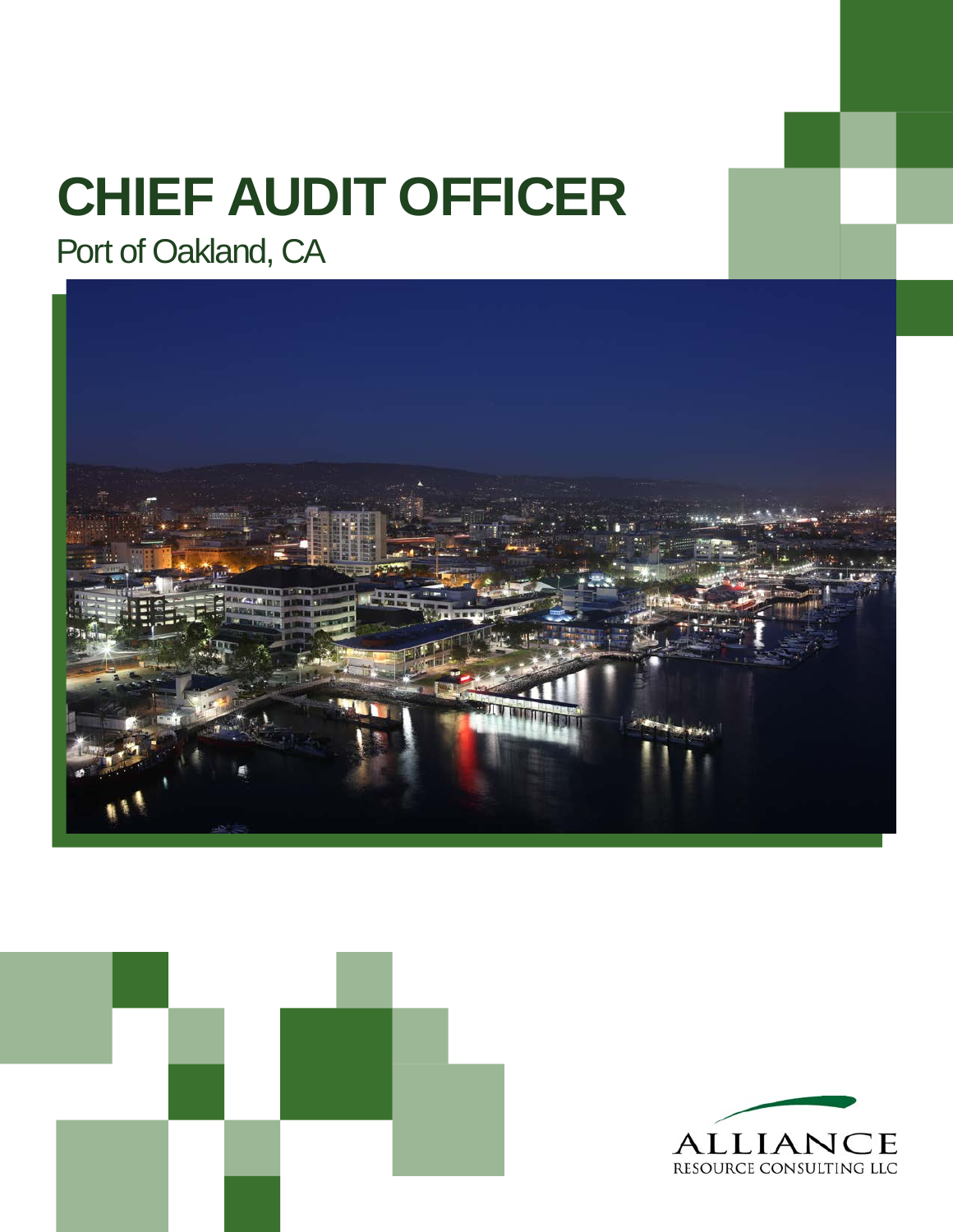# CHIEF AUDIT OFFICER

Port of Oakland, CA

ALLIANCE
RESOURCE CONSULTING LLC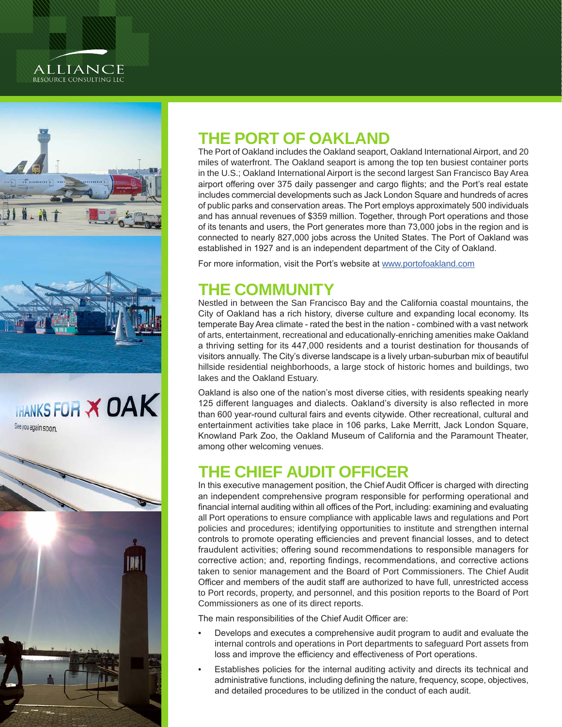## THE PORT OF OAKLAND

The Port of Oakland includes the Oakland seaport, Oakland International Airport, and 20 miles of waterfront. The Oakland seaport is among the top ten busiest container ports in the U.S.; Oakland International Airport is the second largest San Francisco Bay Area airport offering over 375 daily passenger and cargo flights; and the Port's real estate includes commercial developments such as Jack London Square and hundreds of acres of public parks and conservation areas. The Port employs approximately 500 individuals and has annual revenues of $359 million. Together, through Port operations and those of its tenants and users, the Port generates more than 73,000 jobs in the region and is connected to nearly 827,000 jobs across the United States. The Port of Oakland was established in 1927 and is an independent department of the City of Oakland.

For more information, visit the Port's website at www.portofoakland.com

## THE COMMUNITY

Nestled in between the San Francisco Bay and the California coastal mountains, the City of Oakland has a rich history, diverse culture and expanding local economy. Its temperate Bay Area climate - rated the best in the nation - combined with a vast network of arts, entertainment, recreational and educationally-enriching amenities make Oakland a thriving setting for its 447,000 residents and a tourist destination for thousands of visitors annually. The City's diverse landscape is a lively urban-suburban mix of beautiful hillside residential neighborhoods, a large stock of historic homes and buildings, two lakes and the Oakland Estuary.

Oakland is also one of the nation's most diverse cities, with residents speaking nearly 125 different languages and dialects. Oakland's diversity is also reflected in more than 600 year-round cultural fairs and events citywide. Other recreational, cultural and entertainment activities take place in 106 parks, Lake Merritt, Jack London Square, Knowland Park Zoo, the Oakland Museum of California and the Paramount Theater, among other welcoming venues.

## THE CHIEF AUDIT OFFICER

In this executive management position, the Chief Audit Officer is charged with directing an independent comprehensive program responsible for performing operational and financial internal auditing within all offices of the Port, including: examining and evaluating all Port operations to ensure compliance with applicable laws and regulations and Port policies and procedures; identifying opportunities to institute and strengthen internal controls to promote operating efficiencies and prevent financial losses, and to detect fraudulent activities; offering sound recommendations to responsible managers for corrective action; and, reporting findings, recommendations, and corrective actions taken to senior management and the Board of Port Commissioners. The Chief Audit Officer and members of the audit staff are authorized to have full, unrestricted access to Port records, property, and personnel, and this position reports to the Board of Port Commissioners as one of its direct reports.

The main responsibilities of the Chief Audit Officer are:

- Develops and executes a comprehensive audit program to audit and evaluate the internal controls and operations in Port departments to safeguard Port assets from loss and improve the efficiency and effectiveness of Port operations.
- Establishes policies for the internal auditing activity and directs its technical and administrative functions, including defining the nature, frequency, scope, objectives, and detailed procedures to be utilized in the conduct of each audit.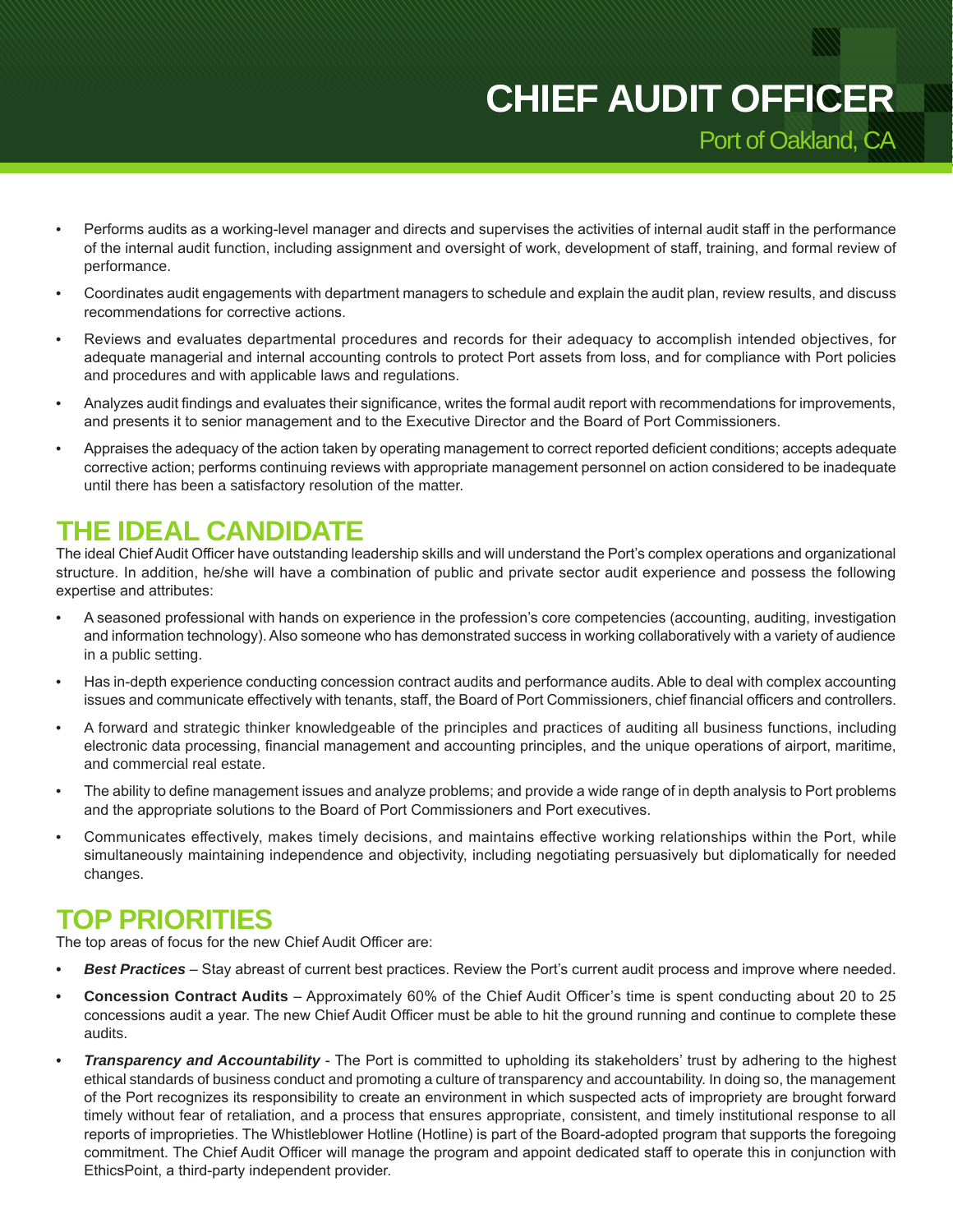# CHIEF AUDIT OFFICER

Port of Oakland, CA

- Performs audits as a working-level manager and directs and supervises the activities of internal audit staff in the performance of the internal audit function, including assignment and oversight of work, development of staff, training, and formal review of performance.
- Coordinates audit engagements with department managers to schedule and explain the audit plan, review results, and discuss recommendations for corrective actions.
- Reviews and evaluates departmental procedures and records for their adequacy to accomplish intended objectives, for adequate managerial and internal accounting controls to protect Port assets from loss, and for compliance with Port policies and procedures and with applicable laws and regulations.
- Analyzes audit findings and evaluates their significance, writes the formal audit report with recommendations for improvements, and presents it to senior management and to the Executive Director and the Board of Port Commissioners.
- Appraises the adequacy of the action taken by operating management to correct reported deficient conditions; accepts adequate corrective action; performs continuing reviews with appropriate management personnel on action considered to be inadequate until there has been a satisfactory resolution of the matter.

## THE IDEAL CANDIDATE

The ideal Chief Audit Officer have outstanding leadership skills and will understand the Port's complex operations and organizational structure. In addition, he/she will have a combination of public and private sector audit experience and possess the following expertise and attributes:

- A seasoned professional with hands on experience in the profession's core competencies (accounting, auditing, investigation and information technology). Also someone who has demonstrated success in working collaboratively with a variety of audience in a public setting.
- Has in-depth experience conducting concession contract audits and performance audits. Able to deal with complex accounting issues and communicate effectively with tenants, staff, the Board of Port Commissioners, chief financial officers and controllers.
- A forward and strategic thinker knowledgeable of the principles and practices of auditing all business functions, including electronic data processing, financial management and accounting principles, and the unique operations of airport, maritime, and commercial real estate.
- The ability to define management issues and analyze problems; and provide a wide range of in depth analysis to Port problems and the appropriate solutions to the Board of Port Commissioners and Port executives.
- Communicates effectively, makes timely decisions, and maintains effective working relationships within the Port, while simultaneously maintaining independence and objectivity, including negotiating persuasively but diplomatically for needed changes.

## TOP PRIORITIES

The top areas of focus for the new Chief Audit Officer are:

- ***Best Practices*** – Stay abreast of current best practices. Review the Port's current audit process and improve where needed.
- **Concession Contract Audits** – Approximately 60% of the Chief Audit Officer's time is spent conducting about 20 to 25 concessions audit a year. The new Chief Audit Officer must be able to hit the ground running and continue to complete these audits.
- ***Transparency and Accountability*** - The Port is committed to upholding its stakeholders' trust by adhering to the highest ethical standards of business conduct and promoting a culture of transparency and accountability. In doing so, the management of the Port recognizes its responsibility to create an environment in which suspected acts of impropriety are brought forward timely without fear of retaliation, and a process that ensures appropriate, consistent, and timely institutional response to all reports of improprieties. The Whistleblower Hotline (Hotline) is part of the Board-adopted program that supports the foregoing commitment. The Chief Audit Officer will manage the program and appoint dedicated staff to operate this in conjunction with EthicsPoint, a third-party independent provider.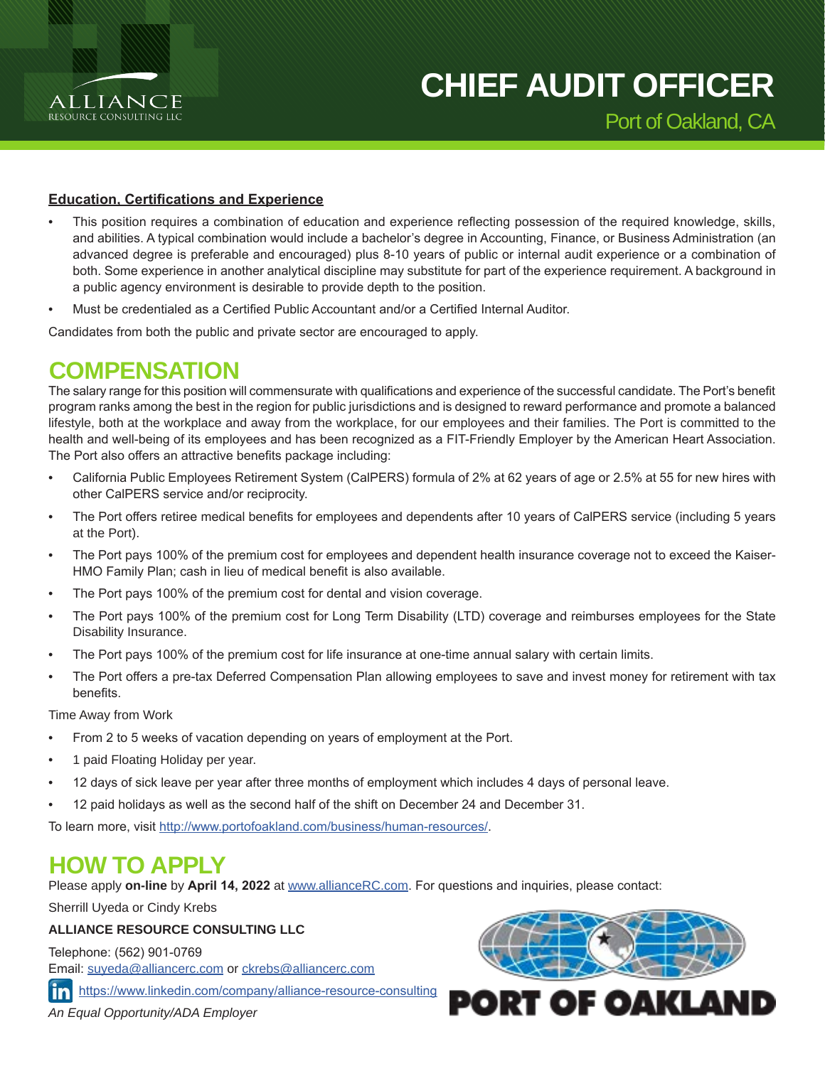# CHIEF AUDIT OFFICER

Port of Oakland, CA

**Education, Certifications and Experience**

- This position requires a combination of education and experience reflecting possession of the required knowledge, skills, and abilities. A typical combination would include a bachelor's degree in Accounting, Finance, or Business Administration (an advanced degree is preferable and encouraged) plus 8-10 years of public or internal audit experience or a combination of both. Some experience in another analytical discipline may substitute for part of the experience requirement. A background in a public agency environment is desirable to provide depth to the position.
- Must be credentialed as a Certified Public Accountant and/or a Certified Internal Auditor.

Candidates from both the public and private sector are encouraged to apply.

## COMPENSATION

The salary range for this position will commensurate with qualifications and experience of the successful candidate. The Port's benefit program ranks among the best in the region for public jurisdictions and is designed to reward performance and promote a balanced lifestyle, both at the workplace and away from the workplace, for our employees and their families. The Port is committed to the health and well-being of its employees and has been recognized as a FIT-Friendly Employer by the American Heart Association. The Port also offers an attractive benefits package including:

- California Public Employees Retirement System (CalPERS) formula of 2% at 62 years of age or 2.5% at 55 for new hires with other CalPERS service and/or reciprocity.
- The Port offers retiree medical benefits for employees and dependents after 10 years of CalPERS service (including 5 years at the Port).
- The Port pays 100% of the premium cost for employees and dependent health insurance coverage not to exceed the Kaiser-HMO Family Plan; cash in lieu of medical benefit is also available.
- The Port pays 100% of the premium cost for dental and vision coverage.
- The Port pays 100% of the premium cost for Long Term Disability (LTD) coverage and reimburses employees for the State Disability Insurance.
- The Port pays 100% of the premium cost for life insurance at one-time annual salary with certain limits.
- The Port offers a pre-tax Deferred Compensation Plan allowing employees to save and invest money for retirement with tax benefits.

Time Away from Work

- From 2 to 5 weeks of vacation depending on years of employment at the Port.
- 1 paid Floating Holiday per year.
- 12 days of sick leave per year after three months of employment which includes 4 days of personal leave.
- 12 paid holidays as well as the second half of the shift on December 24 and December 31.

To learn more, visit http://www.portofoakland.com/business/human-resources/.

## HOW TO APPLY

Please apply **on-line** by **April 14, 2022** at www.allianceRC.com. For questions and inquiries, please contact:

Sherrill Uyeda or Cindy Krebs

**ALLIANCE RESOURCE CONSULTING LLC**

Telephone: (562) 901-0769
Email: suyeda@alliancerc.com or ckrebs@alliancerc.com

https://www.linkedin.com/company/alliance-resource-consulting

*An Equal Opportunity/ADA Employer*

PORT OF OAKLAND